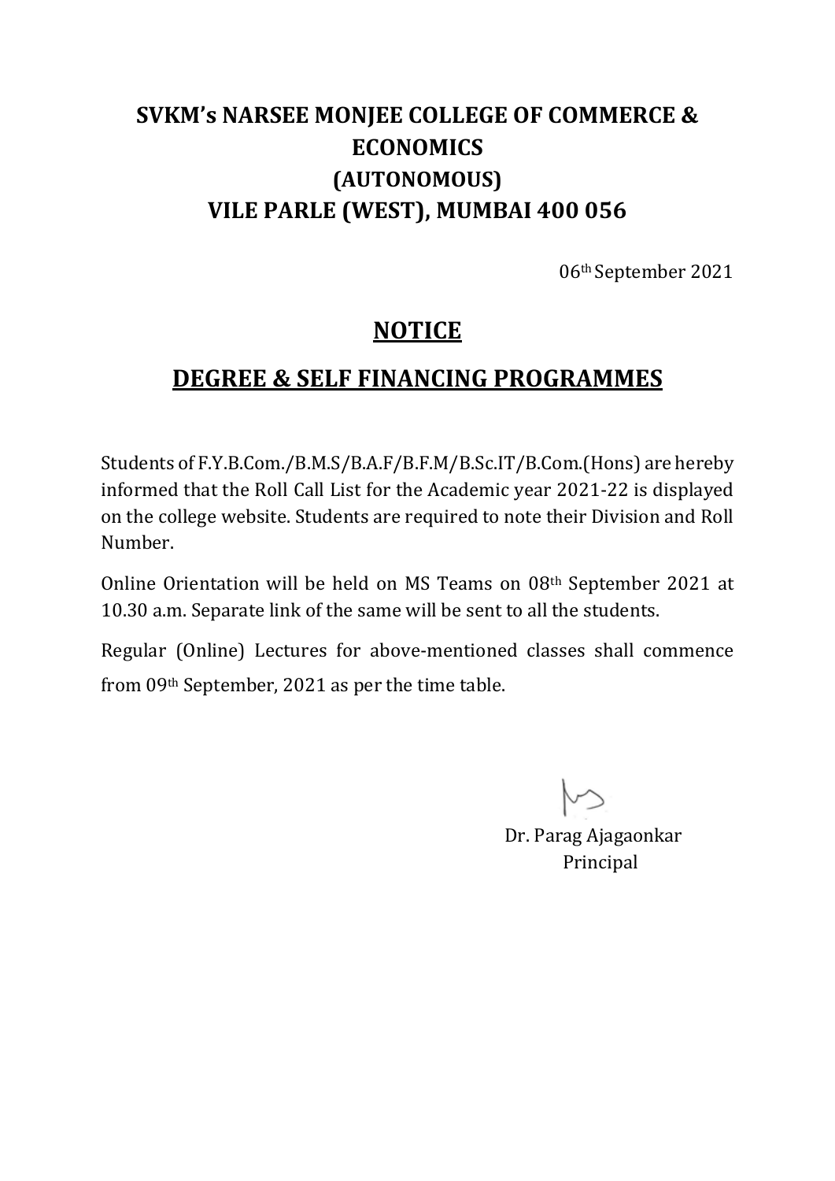# SVKM's NARSEE MONJEE COLLEGE OF COMMERCE & ECONOMICS
# (AUTONOMOUS)
# VILE PARLE (WEST), MUMBAI 400 056

06th September 2021

## NOTICE

## DEGREE & SELF FINANCING PROGRAMMES

Students of F.Y.B.Com./B.M.S/B.A.F/B.F.M/B.Sc.IT/B.Com.(Hons) are hereby informed that the Roll Call List for the Academic year 2021-22 is displayed on the college website. Students are required to note their Division and Roll Number.

Online Orientation will be held on MS Teams on 08th September 2021 at 10.30 a.m. Separate link of the same will be sent to all the students.

Regular (Online) Lectures for above-mentioned classes shall commence from 09th September, 2021 as per the time table.

Dr. Parag Ajagaonkar
Principal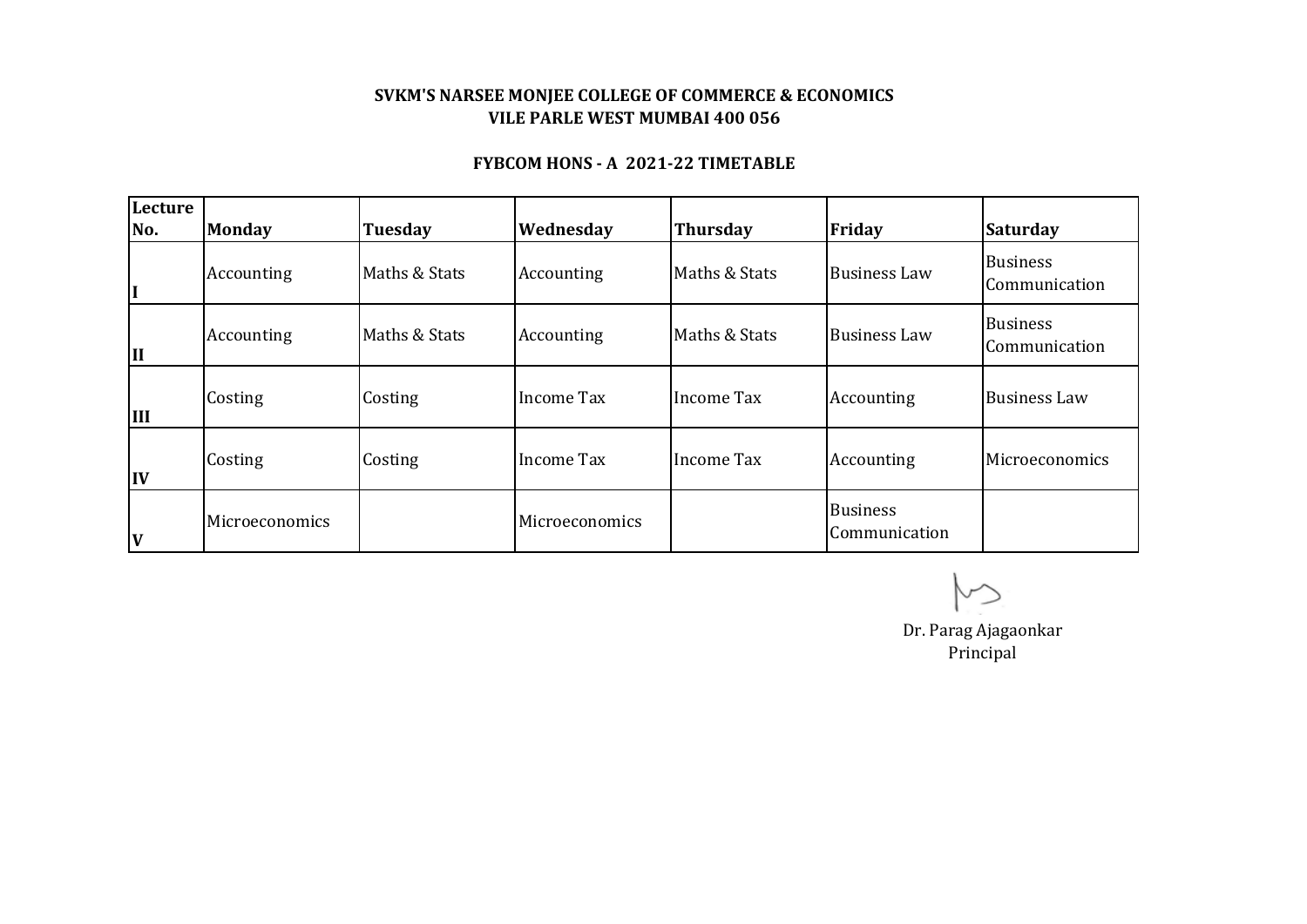**SVKM'S NARSEE MONJEE COLLEGE OF COMMERCE & ECONOMICS**
**VILE PARLE WEST MUMBAI 400 056**

**FYBCOM HONS - A 2021-22 TIMETABLE**

| Lecture No. | Monday | Tuesday | Wednesday | Thursday | Friday | Saturday |
|---|---|---|---|---|---|---|
| I | Accounting | Maths & Stats | Accounting | Maths & Stats | Business Law | Business Communication |
| II | Accounting | Maths & Stats | Accounting | Maths & Stats | Business Law | Business Communication |
| III | Costing | Costing | Income Tax | Income Tax | Accounting | Business Law |
| IV | Costing | Costing | Income Tax | Income Tax | Accounting | Microeconomics |
| V | Microeconomics | | Microeconomics | | Business Communication | |

Dr. Parag Ajagaonkar
Principal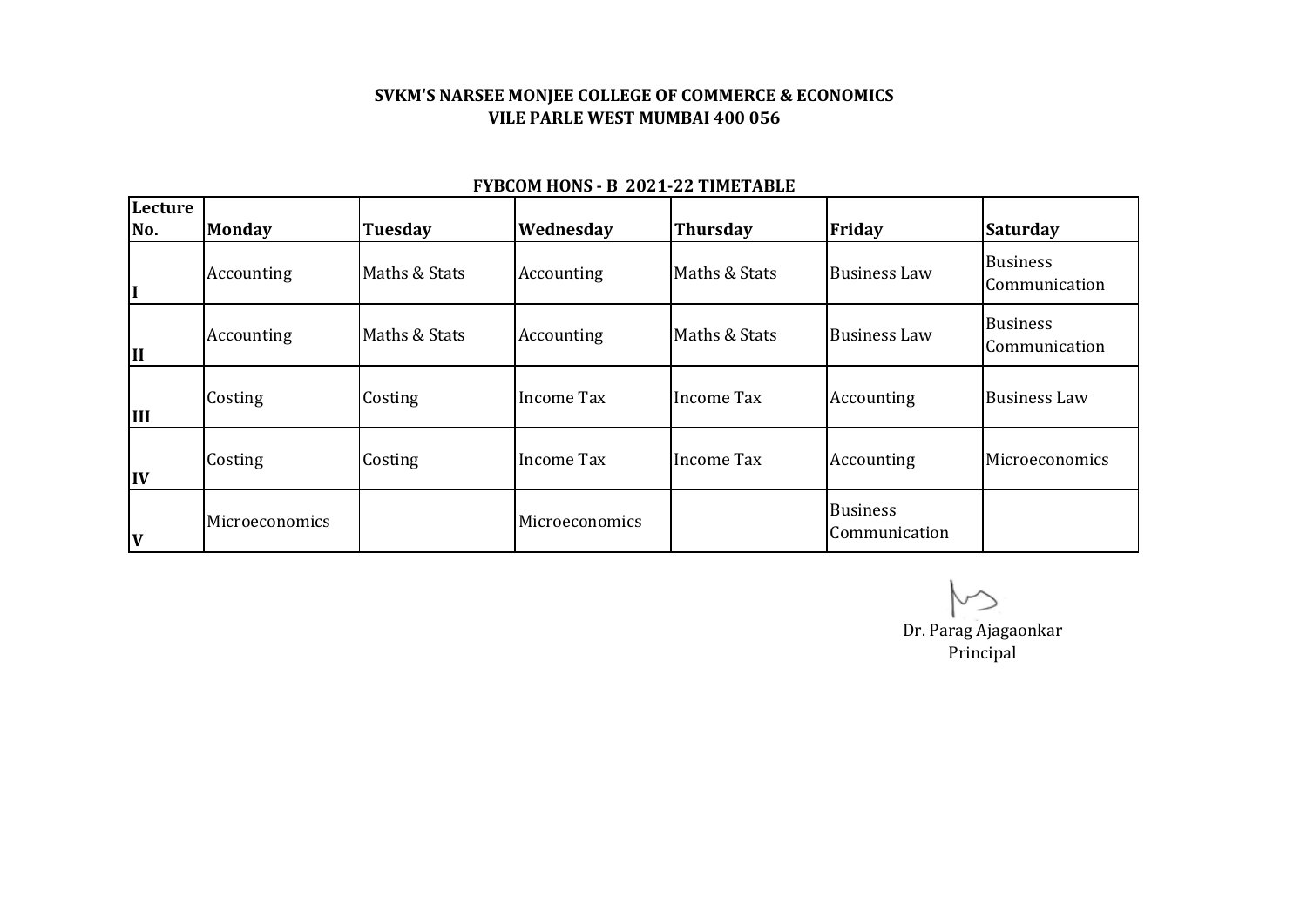**SVKM'S NARSEE MONJEE COLLEGE OF COMMERCE & ECONOMICS**
**VILE PARLE WEST MUMBAI 400 056**

**FYBCOM HONS - B 2021-22 TIMETABLE**

| Lecture No. | Monday | Tuesday | Wednesday | Thursday | Friday | Saturday |
|---|---|---|---|---|---|---|
| I | Accounting | Maths & Stats | Accounting | Maths & Stats | Business Law | Business Communication |
| II | Accounting | Maths & Stats | Accounting | Maths & Stats | Business Law | Business Communication |
| III | Costing | Costing | Income Tax | Income Tax | Accounting | Business Law |
| IV | Costing | Costing | Income Tax | Income Tax | Accounting | Microeconomics |
| V | Microeconomics | | Microeconomics | | Business Communication | |

Dr. Parag Ajagaonkar
Principal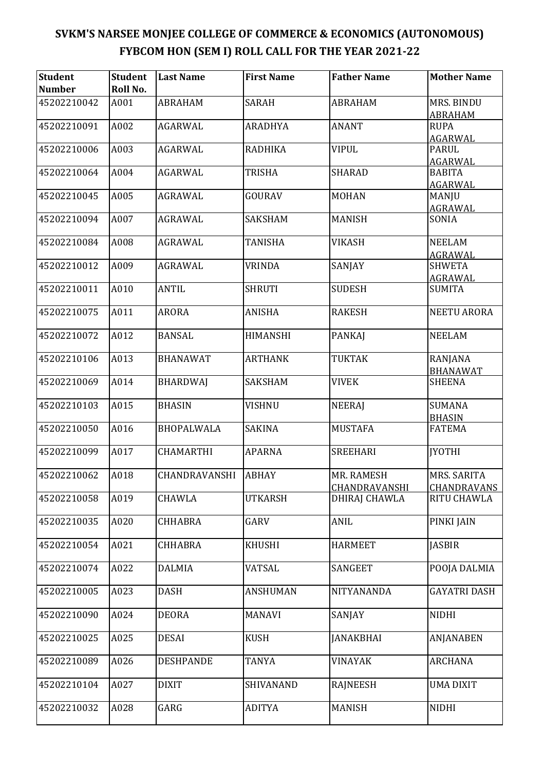# SVKM'S NARSEE MONJEE COLLEGE OF COMMERCE & ECONOMICS (AUTONOMOUS)
## FYBCOM HON (SEM I) ROLL CALL FOR THE YEAR 2021-22

| Student Number | Student Roll No. | Last Name | First Name | Father Name | Mother Name |
|---|---|---|---|---|---|
| 45202210042 | A001 | ABRAHAM | SARAH | ABRAHAM | MRS. BINDU ABRAHAM |
| 45202210091 | A002 | AGARWAL | ARADHYA | ANANT | RUPA AGARWAL |
| 45202210006 | A003 | AGARWAL | RADHIKA | VIPUL | PARUL AGARWAL |
| 45202210064 | A004 | AGARWAL | TRISHA | SHARAD | BABITA AGARWAL |
| 45202210045 | A005 | AGRAWAL | GOURAV | MOHAN | MANJU AGRAWAL |
| 45202210094 | A007 | AGRAWAL | SAKSHAM | MANISH | SONIA |
| 45202210084 | A008 | AGRAWAL | TANISHA | VIKASH | NEELAM AGRAWAL |
| 45202210012 | A009 | AGRAWAL | VRINDA | SANJAY | SHWETA AGRAWAL |
| 45202210011 | A010 | ANTIL | SHRUTI | SUDESH | SUMITA |
| 45202210075 | A011 | ARORA | ANISHA | RAKESH | NEETU ARORA |
| 45202210072 | A012 | BANSAL | HIMANSHI | PANKAJ | NEELAM |
| 45202210106 | A013 | BHANAWAT | ARTHANK | TUKTAK | RANJANA BHANAWAT |
| 45202210069 | A014 | BHARDWAJ | SAKSHAM | VIVEK | SHEENA |
| 45202210103 | A015 | BHASIN | VISHNU | NEERAJ | SUMANA BHASIN |
| 45202210050 | A016 | BHOPALWALA | SAKINA | MUSTAFA | FATEMA |
| 45202210099 | A017 | CHAMARTHI | APARNA | SREEHARI | JYOTHI |
| 45202210062 | A018 | CHANDRAVANSHI | ABHAY | MR. RAMESH CHANDRAVANSHI | MRS. SARITA CHANDRAVANS |
| 45202210058 | A019 | CHAWLA | UTKARSH | DHIRAJ CHAWLA | RITU CHAWLA |
| 45202210035 | A020 | CHHABRA | GARV | ANIL | PINKI JAIN |
| 45202210054 | A021 | CHHABRA | KHUSHI | HARMEET | JASBIR |
| 45202210074 | A022 | DALMIA | VATSAL | SANGEET | POOJA DALMIA |
| 45202210005 | A023 | DASH | ANSHUMAN | NITYANANDA | GAYATRI DASH |
| 45202210090 | A024 | DEORA | MANAVI | SANJAY | NIDHI |
| 45202210025 | A025 | DESAI | KUSH | JANAKBHAI | ANJANABEN |
| 45202210089 | A026 | DESHPANDE | TANYA | VINAYAK | ARCHANA |
| 45202210104 | A027 | DIXIT | SHIVANAND | RAJNEESH | UMA DIXIT |
| 45202210032 | A028 | GARG | ADITYA | MANISH | NIDHI |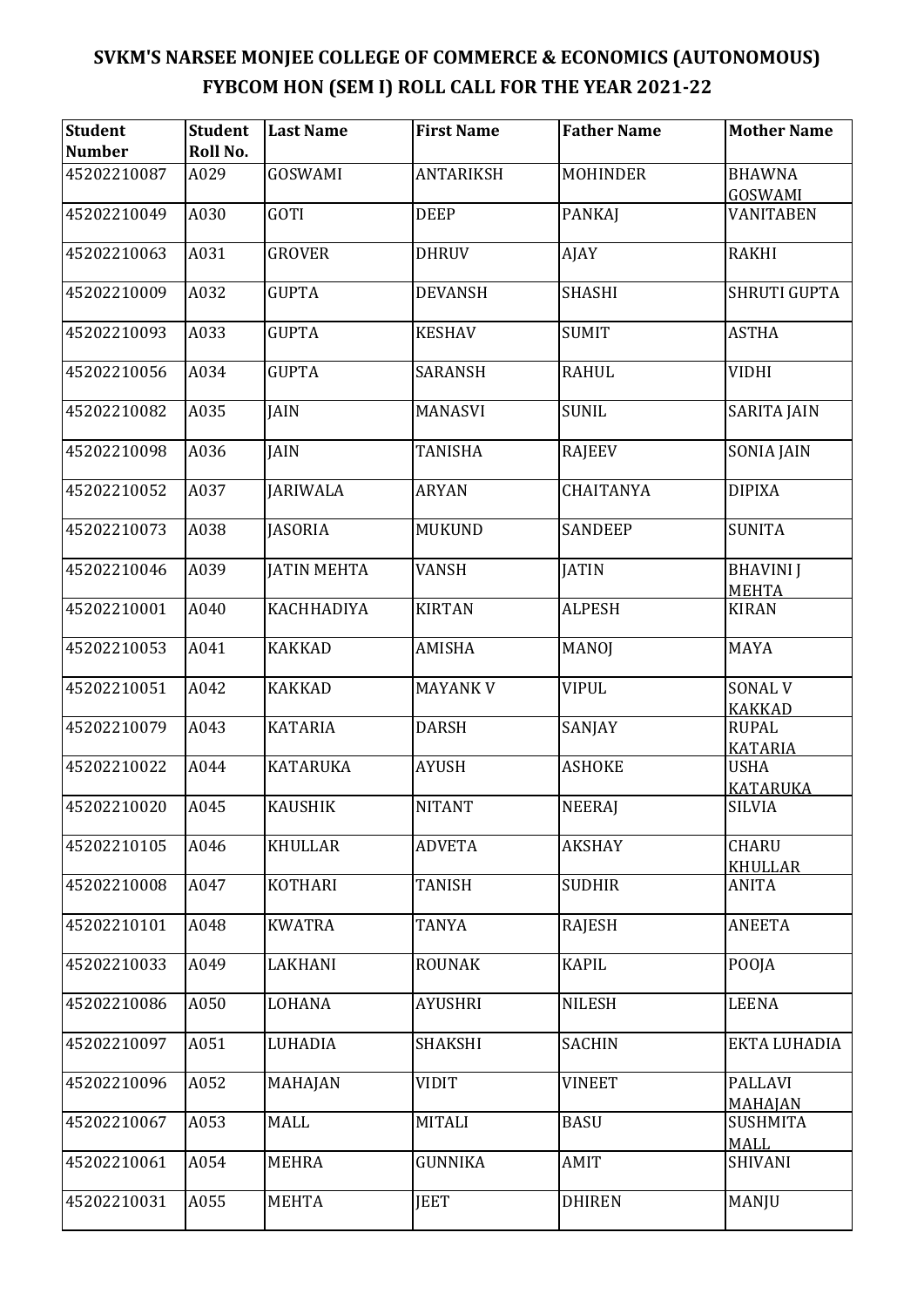# SVKM'S NARSEE MONJEE COLLEGE OF COMMERCE & ECONOMICS (AUTONOMOUS)
## FYBCOM HON (SEM I) ROLL CALL FOR THE YEAR 2021-22

| Student Number | Student Roll No. | Last Name | First Name | Father Name | Mother Name |
|---|---|---|---|---|---|
| 45202210087 | A029 | GOSWAMI | ANTARIKSH | MOHINDER | BHAWNA GOSWAMI |
| 45202210049 | A030 | GOTI | DEEP | PANKAJ | VANITABEN |
| 45202210063 | A031 | GROVER | DHRUV | AJAY | RAKHI |
| 45202210009 | A032 | GUPTA | DEVANSH | SHASHI | SHRUTI GUPTA |
| 45202210093 | A033 | GUPTA | KESHAV | SUMIT | ASTHA |
| 45202210056 | A034 | GUPTA | SARANSH | RAHUL | VIDHI |
| 45202210082 | A035 | JAIN | MANASVI | SUNIL | SARITA JAIN |
| 45202210098 | A036 | JAIN | TANISHA | RAJEEV | SONIA JAIN |
| 45202210052 | A037 | JARIWALA | ARYAN | CHAITANYA | DIPIXA |
| 45202210073 | A038 | JASORIA | MUKUND | SANDEEP | SUNITA |
| 45202210046 | A039 | JATIN MEHTA | VANSH | JATIN | BHAVINI J MEHTA |
| 45202210001 | A040 | KACHHADIYA | KIRTAN | ALPESH | KIRAN |
| 45202210053 | A041 | KAKKAD | AMISHA | MANOJ | MAYA |
| 45202210051 | A042 | KAKKAD | MAYANK V | VIPUL | SONAL V KAKKAD |
| 45202210079 | A043 | KATARIA | DARSH | SANJAY | RUPAL KATARIA |
| 45202210022 | A044 | KATARUKA | AYUSH | ASHOKE | USHA KATARUKA |
| 45202210020 | A045 | KAUSHIK | NITANT | NEERAJ | SILVIA |
| 45202210105 | A046 | KHULLAR | ADVETA | AKSHAY | CHARU KHULLAR |
| 45202210008 | A047 | KOTHARI | TANISH | SUDHIR | ANITA |
| 45202210101 | A048 | KWATRA | TANYA | RAJESH | ANEETA |
| 45202210033 | A049 | LAKHANI | ROUNAK | KAPIL | POOJA |
| 45202210086 | A050 | LOHANA | AYUSHRI | NILESH | LEENA |
| 45202210097 | A051 | LUHADIA | SHAKSHI | SACHIN | EKTA LUHADIA |
| 45202210096 | A052 | MAHAJAN | VIDIT | VINEET | PALLAVI MAHAJAN |
| 45202210067 | A053 | MALL | MITALI | BASU | SUSHMITA MALL |
| 45202210061 | A054 | MEHRA | GUNNIKA | AMIT | SHIVANI |
| 45202210031 | A055 | MEHTA | JEET | DHIREN | MANJU |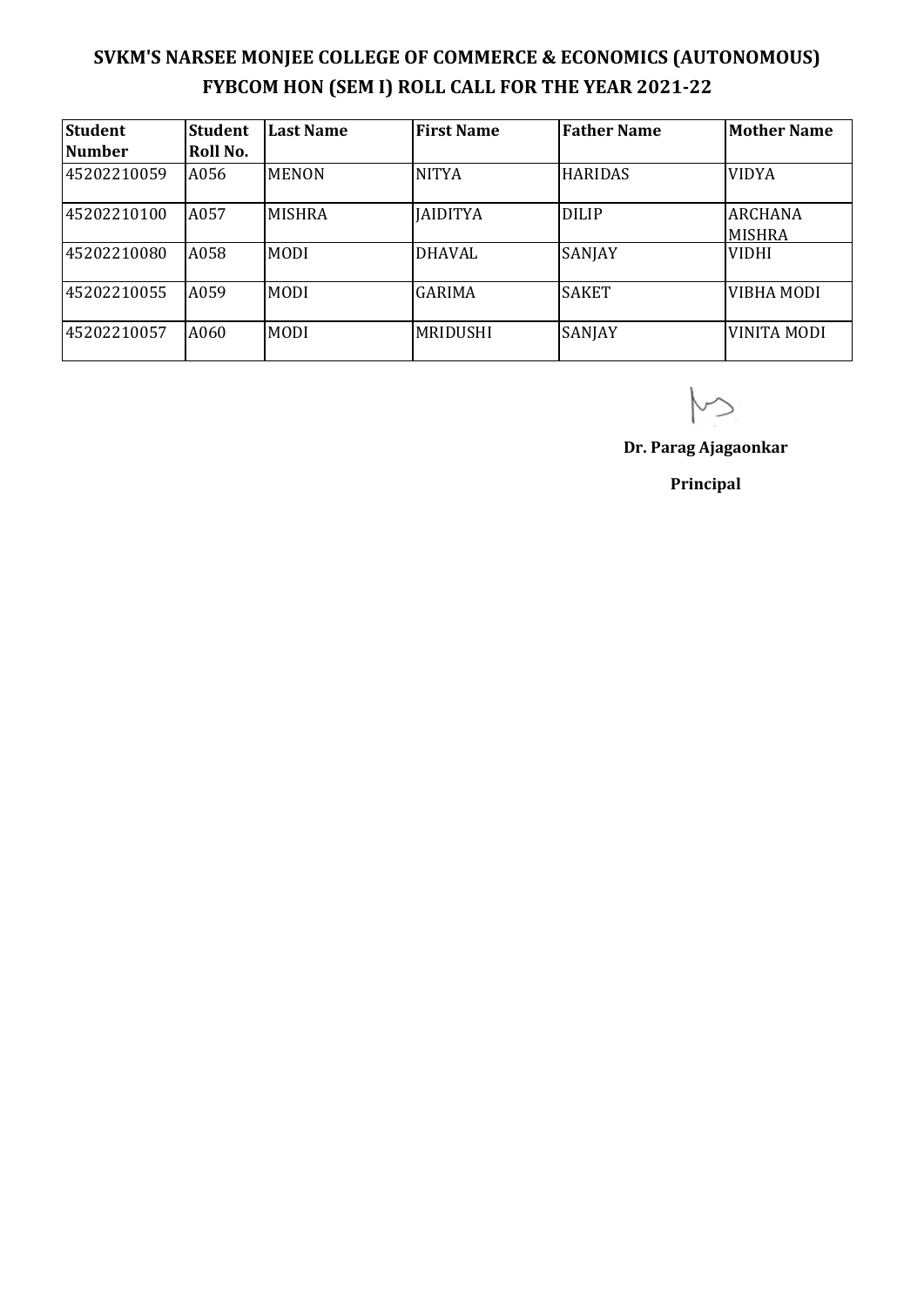# SVKM'S NARSEE MONJEE COLLEGE OF COMMERCE & ECONOMICS (AUTONOMOUS)
## FYBCOM HON (SEM I) ROLL CALL FOR THE YEAR 2021-22

| Student Number | Student Roll No. | Last Name | First Name | Father Name | Mother Name |
|---|---|---|---|---|---|
| 45202210059 | A056 | MENON | NITYA | HARIDAS | VIDYA |
| 45202210100 | A057 | MISHRA | JAIDITYA | DILIP | ARCHANA MISHRA |
| 45202210080 | A058 | MODI | DHAVAL | SANJAY | VIDHI |
| 45202210055 | A059 | MODI | GARIMA | SAKET | VIBHA MODI |
| 45202210057 | A060 | MODI | MRIDUSHI | SANJAY | VINITA MODI |

**Dr. Parag Ajagaonkar**

**Principal**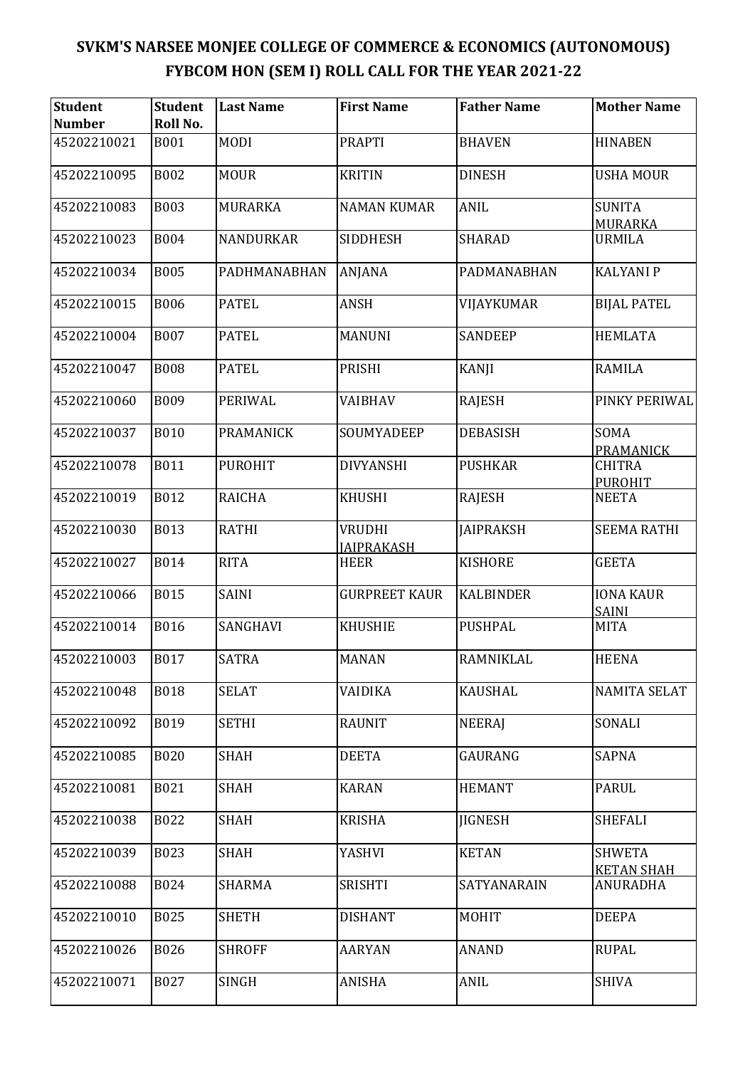# SVKM'S NARSEE MONJEE COLLEGE OF COMMERCE & ECONOMICS (AUTONOMOUS)
## FYBCOM HON (SEM I) ROLL CALL FOR THE YEAR 2021-22

| Student Number | Student Roll No. | Last Name | First Name | Father Name | Mother Name |
|---|---|---|---|---|---|
| 45202210021 | B001 | MODI | PRAPTI | BHAVEN | HINABEN |
| 45202210095 | B002 | MOUR | KRITIN | DINESH | USHA MOUR |
| 45202210083 | B003 | MURARKA | NAMAN KUMAR | ANIL | SUNITA MURARKA |
| 45202210023 | B004 | NANDURKAR | SIDDHESH | SHARAD | URMILA |
| 45202210034 | B005 | PADHMANABHAN | ANJANA | PADMANABHAN | KALYANI P |
| 45202210015 | B006 | PATEL | ANSH | VIJAYKUMAR | BIJAL PATEL |
| 45202210004 | B007 | PATEL | MANUNI | SANDEEP | HEMLATA |
| 45202210047 | B008 | PATEL | PRISHI | KANJI | RAMILA |
| 45202210060 | B009 | PERIWAL | VAIBHAV | RAJESH | PINKY PERIWAL |
| 45202210037 | B010 | PRAMANICK | SOUMYADEEP | DEBASISH | SOMA PRAMANICK |
| 45202210078 | B011 | PUROHIT | DIVYANSHI | PUSHKAR | CHITRA PUROHIT |
| 45202210019 | B012 | RAICHA | KHUSHI | RAJESH | NEETA |
| 45202210030 | B013 | RATHI | VRUDHI JAIPRAKASH | JAIPRAKSH | SEEMA RATHI |
| 45202210027 | B014 | RITA | HEER | KISHORE | GEETA |
| 45202210066 | B015 | SAINI | GURPREET KAUR | KALBINDER | IONA KAUR SAINI |
| 45202210014 | B016 | SANGHAVI | KHUSHIE | PUSHPAL | MITA |
| 45202210003 | B017 | SATRA | MANAN | RAMNIKLAL | HEENA |
| 45202210048 | B018 | SELAT | VAIDIKA | KAUSHAL | NAMITA SELAT |
| 45202210092 | B019 | SETHI | RAUNIT | NEERAJ | SONALI |
| 45202210085 | B020 | SHAH | DEETA | GAURANG | SAPNA |
| 45202210081 | B021 | SHAH | KARAN | HEMANT | PARUL |
| 45202210038 | B022 | SHAH | KRISHA | JIGNESH | SHEFALI |
| 45202210039 | B023 | SHAH | YASHVI | KETAN | SHWETA KETAN SHAH |
| 45202210088 | B024 | SHARMA | SRISHTI | SATYANARAIN | ANURADHA |
| 45202210010 | B025 | SHETH | DISHANT | MOHIT | DEEPA |
| 45202210026 | B026 | SHROFF | AARYAN | ANAND | RUPAL |
| 45202210071 | B027 | SINGH | ANISHA | ANIL | SHIVA |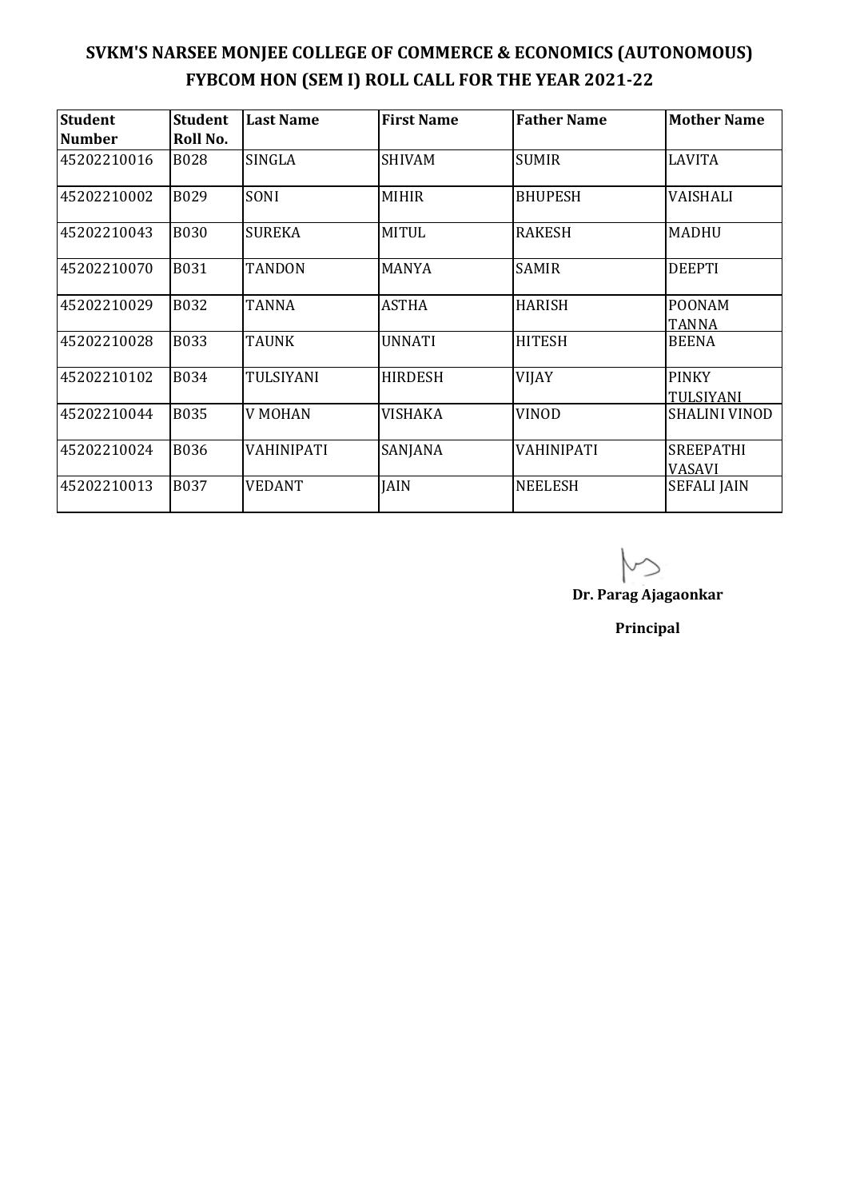# SVKM'S NARSEE MONJEE COLLEGE OF COMMERCE & ECONOMICS (AUTONOMOUS)
## FYBCOM HON (SEM I) ROLL CALL FOR THE YEAR 2021-22

| Student Number | Student Roll No. | Last Name | First Name | Father Name | Mother Name |
|---|---|---|---|---|---|
| 45202210016 | B028 | SINGLA | SHIVAM | SUMIR | LAVITA |
| 45202210002 | B029 | SONI | MIHIR | BHUPESH | VAISHALI |
| 45202210043 | B030 | SUREKA | MITUL | RAKESH | MADHU |
| 45202210070 | B031 | TANDON | MANYA | SAMIR | DEEPTI |
| 45202210029 | B032 | TANNA | ASTHA | HARISH | POONAM TANNA |
| 45202210028 | B033 | TAUNK | UNNATI | HITESH | BEENA |
| 45202210102 | B034 | TULSIYANI | HIRDESH | VIJAY | PINKY TULSIYANI |
| 45202210044 | B035 | V MOHAN | VISHAKA | VINOD | SHALINI VINOD |
| 45202210024 | B036 | VAHINIPATI | SANJANA | VAHINIPATI | SREEPATHI VASAVI |
| 45202210013 | B037 | VEDANT | JAIN | NEELESH | SEFALI JAIN |

**Dr. Parag Ajagaonkar**

**Principal**